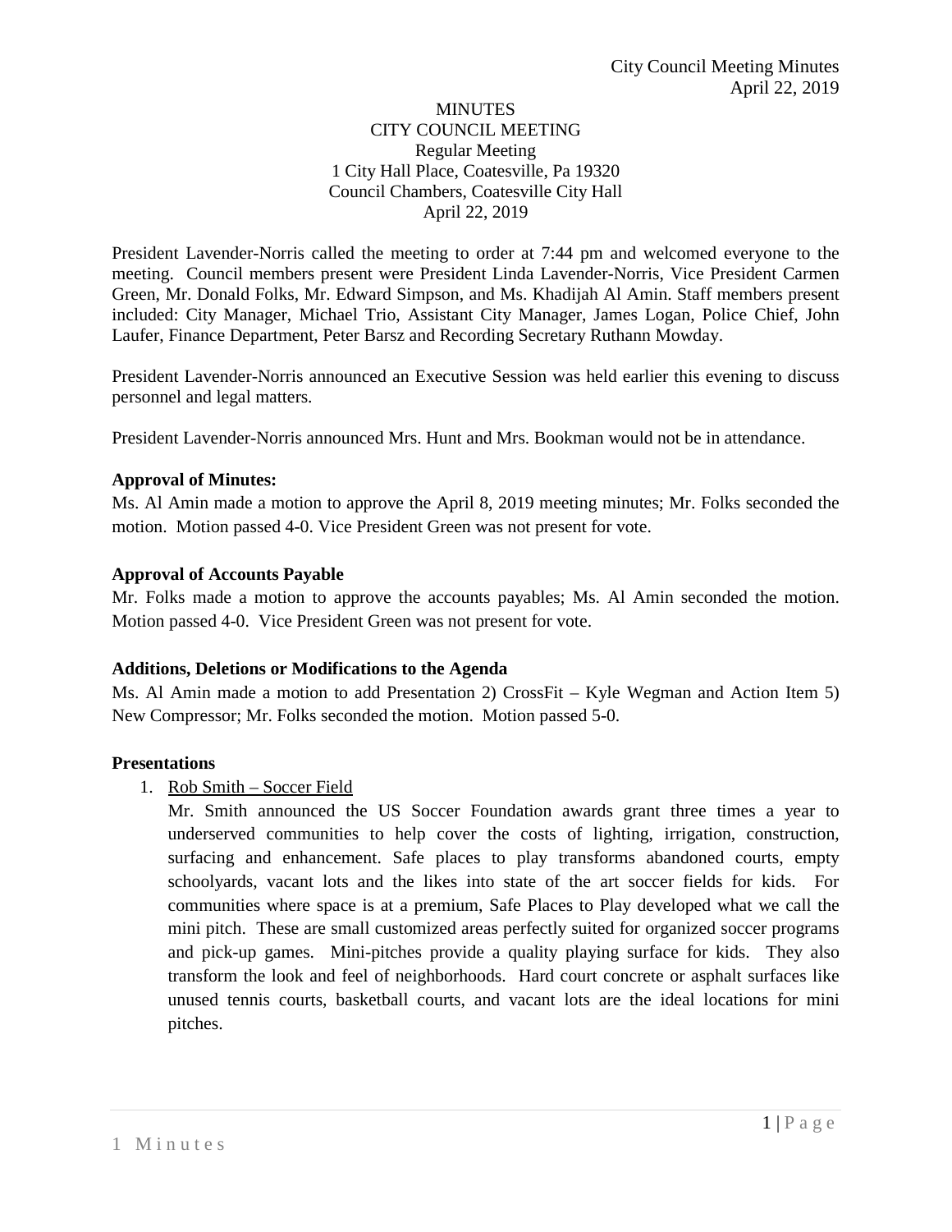# MINUTES
## CITY COUNCIL MEETING
### Regular Meeting
1 City Hall Place, Coatesville, Pa 19320
Council Chambers, Coatesville City Hall
April 22, 2019

President Lavender-Norris called the meeting to order at 7:44 pm and welcomed everyone to the meeting. Council members present were President Linda Lavender-Norris, Vice President Carmen Green, Mr. Donald Folks, Mr. Edward Simpson, and Ms. Khadijah Al Amin. Staff members present included: City Manager, Michael Trio, Assistant City Manager, James Logan, Police Chief, John Laufer, Finance Department, Peter Barsz and Recording Secretary Ruthann Mowday.

President Lavender-Norris announced an Executive Session was held earlier this evening to discuss personnel and legal matters.

President Lavender-Norris announced Mrs. Hunt and Mrs. Bookman would not be in attendance.

**Approval of Minutes:**

Ms. Al Amin made a motion to approve the April 8, 2019 meeting minutes; Mr. Folks seconded the motion. Motion passed 4-0. Vice President Green was not present for vote.

**Approval of Accounts Payable**

Mr. Folks made a motion to approve the accounts payables; Ms. Al Amin seconded the motion. Motion passed 4-0. Vice President Green was not present for vote.

**Additions, Deletions or Modifications to the Agenda**

Ms. Al Amin made a motion to add Presentation 2) CrossFit – Kyle Wegman and Action Item 5) New Compressor; Mr. Folks seconded the motion. Motion passed 5-0.

**Presentations**

1. Rob Smith – Soccer Field

   Mr. Smith announced the US Soccer Foundation awards grant three times a year to underserved communities to help cover the costs of lighting, irrigation, construction, surfacing and enhancement. Safe places to play transforms abandoned courts, empty schoolyards, vacant lots and the likes into state of the art soccer fields for kids. For communities where space is at a premium, Safe Places to Play developed what we call the mini pitch. These are small customized areas perfectly suited for organized soccer programs and pick-up games. Mini-pitches provide a quality playing surface for kids. They also transform the look and feel of neighborhoods. Hard court concrete or asphalt surfaces like unused tennis courts, basketball courts, and vacant lots are the ideal locations for mini pitches.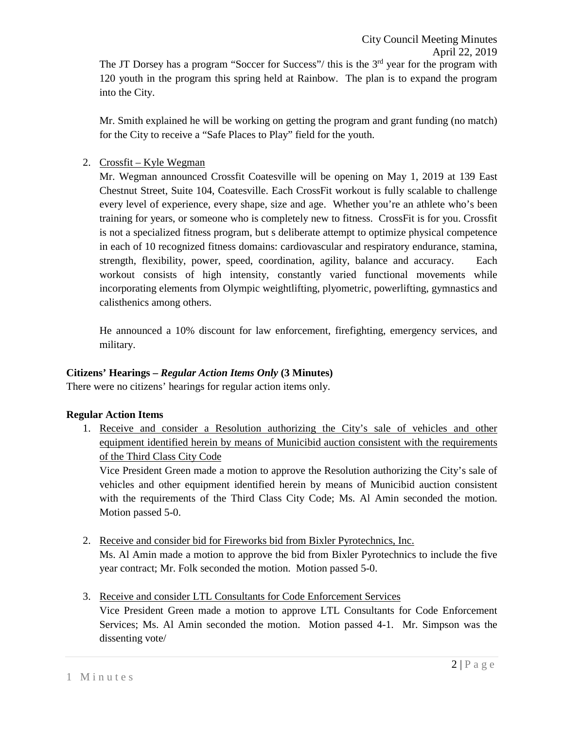The JT Dorsey has a program "Soccer for Success"/ this is the 3rd year for the program with 120 youth in the program this spring held at Rainbow. The plan is to expand the program into the City.

Mr. Smith explained he will be working on getting the program and grant funding (no match) for the City to receive a "Safe Places to Play" field for the youth.

2. Crossfit – Kyle Wegman

   Mr. Wegman announced Crossfit Coatesville will be opening on May 1, 2019 at 139 East Chestnut Street, Suite 104, Coatesville. Each CrossFit workout is fully scalable to challenge every level of experience, every shape, size and age. Whether you're an athlete who's been training for years, or someone who is completely new to fitness. CrossFit is for you. Crossfit is not a specialized fitness program, but s deliberate attempt to optimize physical competence in each of 10 recognized fitness domains: cardiovascular and respiratory endurance, stamina, strength, flexibility, power, speed, coordination, agility, balance and accuracy. Each workout consists of high intensity, constantly varied functional movements while incorporating elements from Olympic weightlifting, plyometric, powerlifting, gymnastics and calisthenics among others.

   He announced a 10% discount for law enforcement, firefighting, emergency services, and military.

**Citizens' Hearings – *Regular Action Items Only* (3 Minutes)**

There were no citizens' hearings for regular action items only.

**Regular Action Items**

1. Receive and consider a Resolution authorizing the City's sale of vehicles and other equipment identified herein by means of Municibid auction consistent with the requirements of the Third Class City Code

   Vice President Green made a motion to approve the Resolution authorizing the City's sale of vehicles and other equipment identified herein by means of Municibid auction consistent with the requirements of the Third Class City Code; Ms. Al Amin seconded the motion. Motion passed 5-0.

2. Receive and consider bid for Fireworks bid from Bixler Pyrotechnics, Inc.

   Ms. Al Amin made a motion to approve the bid from Bixler Pyrotechnics to include the five year contract; Mr. Folk seconded the motion. Motion passed 5-0.

3. Receive and consider LTL Consultants for Code Enforcement Services

   Vice President Green made a motion to approve LTL Consultants for Code Enforcement Services; Ms. Al Amin seconded the motion. Motion passed 4-1. Mr. Simpson was the dissenting vote/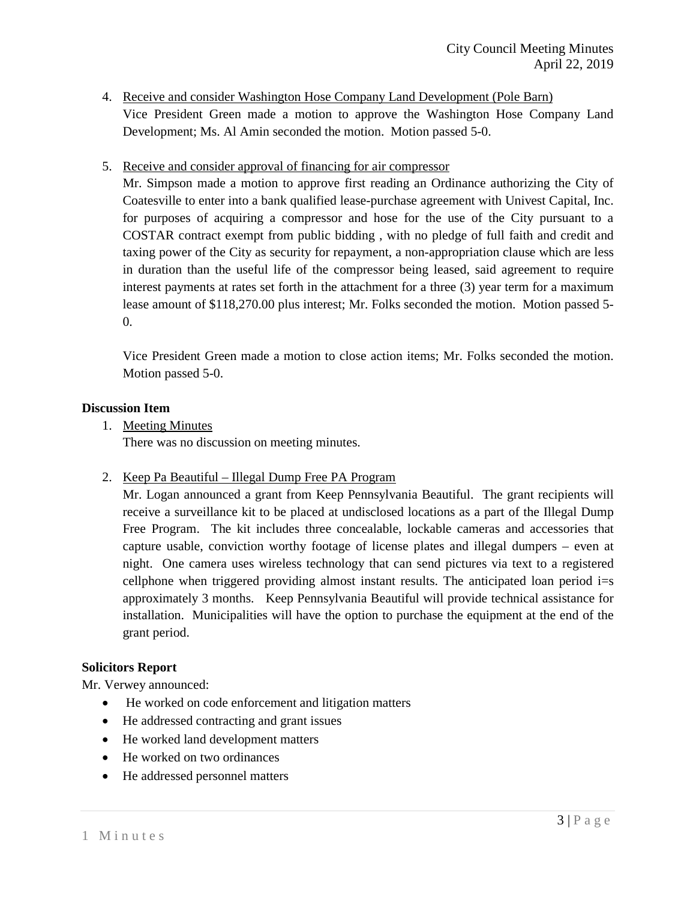4. Receive and consider Washington Hose Company Land Development (Pole Barn)
   Vice President Green made a motion to approve the Washington Hose Company Land Development; Ms. Al Amin seconded the motion. Motion passed 5-0.

5. Receive and consider approval of financing for air compressor
   Mr. Simpson made a motion to approve first reading an Ordinance authorizing the City of Coatesville to enter into a bank qualified lease-purchase agreement with Univest Capital, Inc. for purposes of acquiring a compressor and hose for the use of the City pursuant to a COSTAR contract exempt from public bidding , with no pledge of full faith and credit and taxing power of the City as security for repayment, a non-appropriation clause which are less in duration than the useful life of the compressor being leased, said agreement to require interest payments at rates set forth in the attachment for a three (3) year term for a maximum lease amount of $118,270.00 plus interest; Mr. Folks seconded the motion. Motion passed 5-0.

   Vice President Green made a motion to close action items; Mr. Folks seconded the motion. Motion passed 5-0.

**Discussion Item**

1. Meeting Minutes
   There was no discussion on meeting minutes.

2. Keep Pa Beautiful – Illegal Dump Free PA Program
   Mr. Logan announced a grant from Keep Pennsylvania Beautiful. The grant recipients will receive a surveillance kit to be placed at undisclosed locations as a part of the Illegal Dump Free Program. The kit includes three concealable, lockable cameras and accessories that capture usable, conviction worthy footage of license plates and illegal dumpers – even at night. One camera uses wireless technology that can send pictures via text to a registered cellphone when triggered providing almost instant results. The anticipated loan period i=s approximately 3 months. Keep Pennsylvania Beautiful will provide technical assistance for installation. Municipalities will have the option to purchase the equipment at the end of the grant period.

**Solicitors Report**

Mr. Verwey announced:

- He worked on code enforcement and litigation matters
- He addressed contracting and grant issues
- He worked land development matters
- He worked on two ordinances
- He addressed personnel matters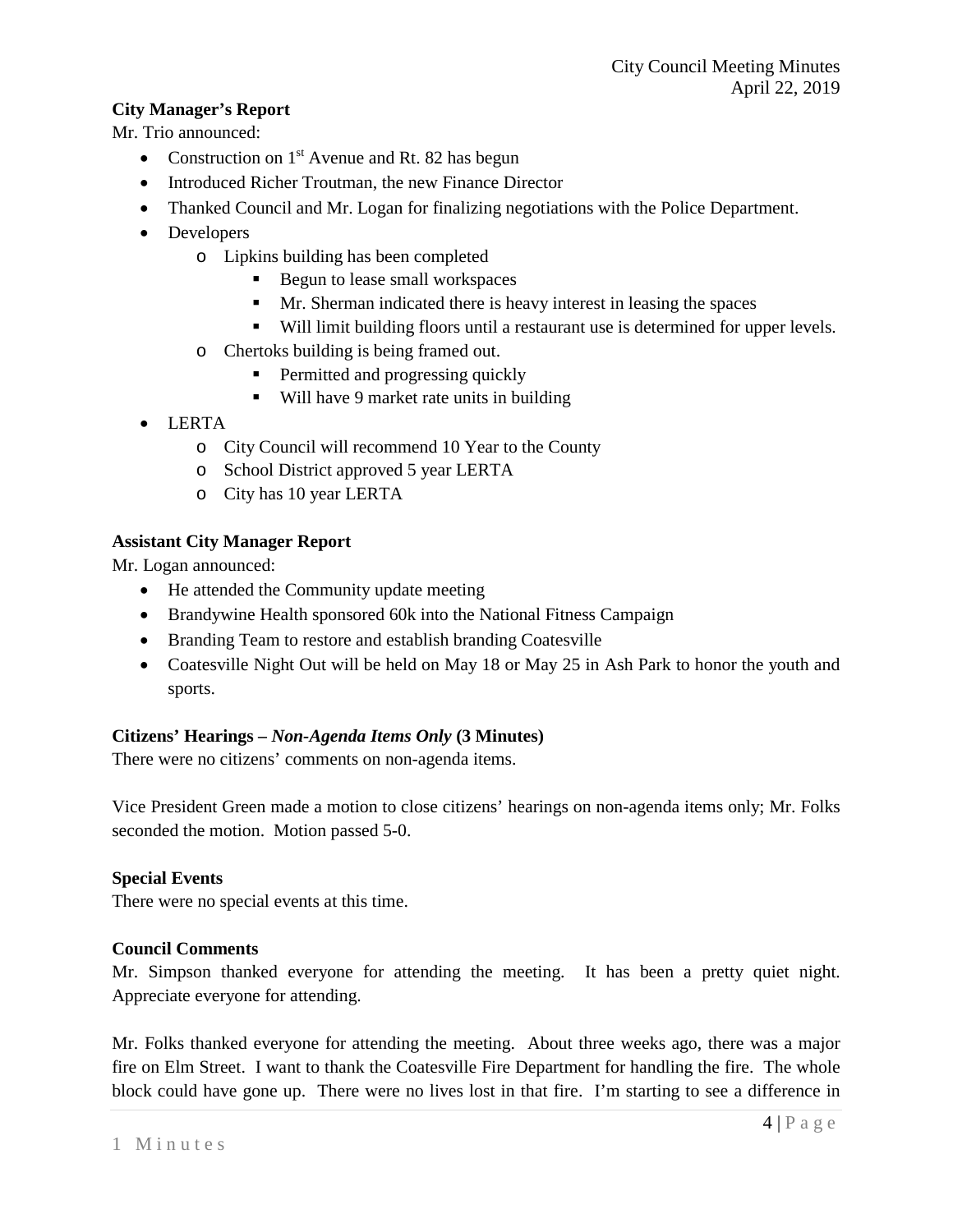**City Manager's Report**

Mr. Trio announced:

- Construction on 1st Avenue and Rt. 82 has begun
- Introduced Richer Troutman, the new Finance Director
- Thanked Council and Mr. Logan for finalizing negotiations with the Police Department.
- Developers
  - Lipkins building has been completed
    - Begun to lease small workspaces
    - Mr. Sherman indicated there is heavy interest in leasing the spaces
    - Will limit building floors until a restaurant use is determined for upper levels.
  - Chertoks building is being framed out.
    - Permitted and progressing quickly
    - Will have 9 market rate units in building
- LERTA
  - City Council will recommend 10 Year to the County
  - School District approved 5 year LERTA
  - City has 10 year LERTA

**Assistant City Manager Report**

Mr. Logan announced:

- He attended the Community update meeting
- Brandywine Health sponsored 60k into the National Fitness Campaign
- Branding Team to restore and establish branding Coatesville
- Coatesville Night Out will be held on May 18 or May 25 in Ash Park to honor the youth and sports.

**Citizens' Hearings – *Non-Agenda Items Only* (3 Minutes)**

There were no citizens' comments on non-agenda items.

Vice President Green made a motion to close citizens' hearings on non-agenda items only; Mr. Folks seconded the motion. Motion passed 5-0.

**Special Events**

There were no special events at this time.

**Council Comments**

Mr. Simpson thanked everyone for attending the meeting. It has been a pretty quiet night. Appreciate everyone for attending.

Mr. Folks thanked everyone for attending the meeting. About three weeks ago, there was a major fire on Elm Street. I want to thank the Coatesville Fire Department for handling the fire. The whole block could have gone up. There were no lives lost in that fire. I'm starting to see a difference in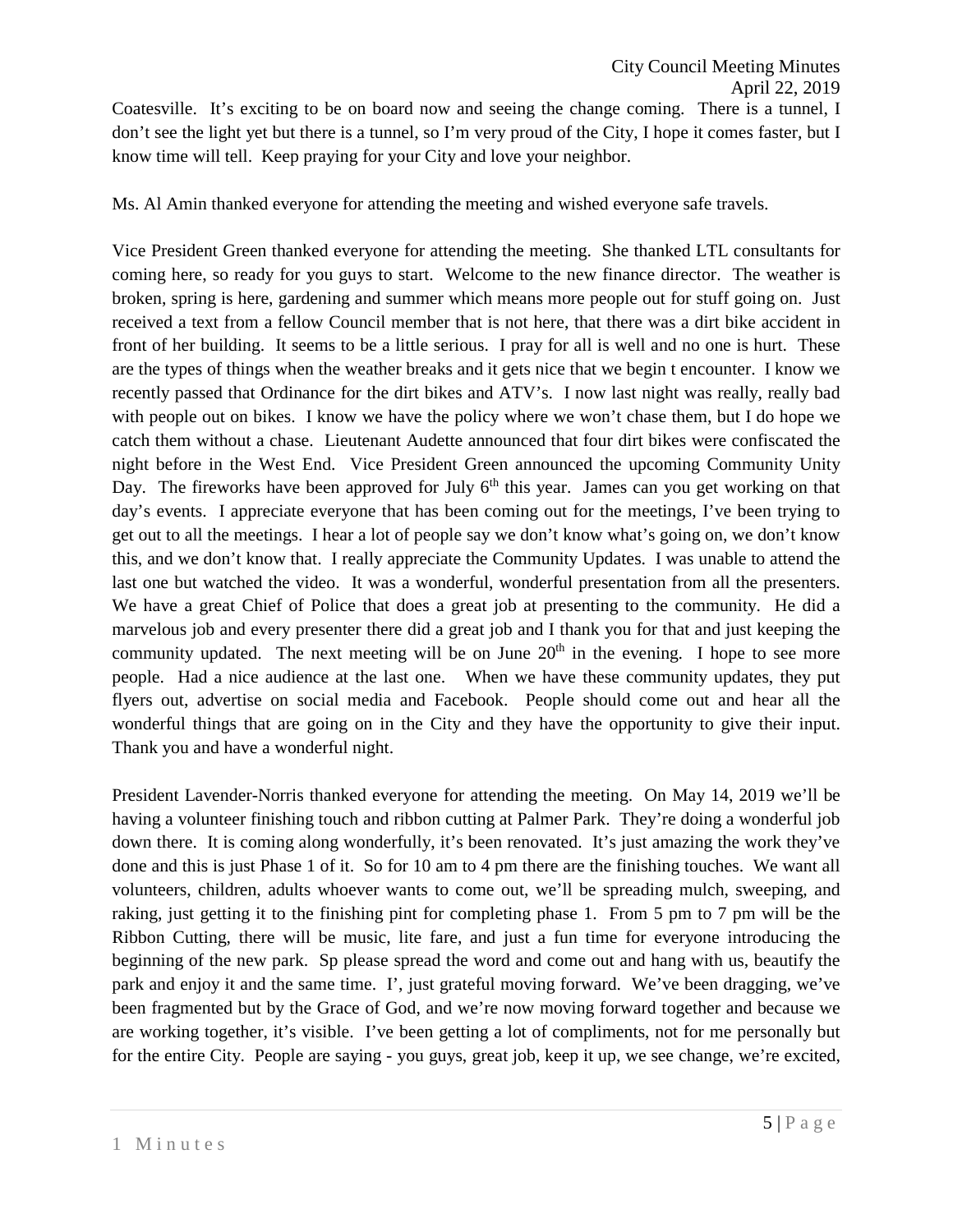Coatesville. It's exciting to be on board now and seeing the change coming. There is a tunnel, I don't see the light yet but there is a tunnel, so I'm very proud of the City, I hope it comes faster, but I know time will tell. Keep praying for your City and love your neighbor.

Ms. Al Amin thanked everyone for attending the meeting and wished everyone safe travels.

Vice President Green thanked everyone for attending the meeting. She thanked LTL consultants for coming here, so ready for you guys to start. Welcome to the new finance director. The weather is broken, spring is here, gardening and summer which means more people out for stuff going on. Just received a text from a fellow Council member that is not here, that there was a dirt bike accident in front of her building. It seems to be a little serious. I pray for all is well and no one is hurt. These are the types of things when the weather breaks and it gets nice that we begin t encounter. I know we recently passed that Ordinance for the dirt bikes and ATV's. I now last night was really, really bad with people out on bikes. I know we have the policy where we won't chase them, but I do hope we catch them without a chase. Lieutenant Audette announced that four dirt bikes were confiscated the night before in the West End. Vice President Green announced the upcoming Community Unity Day. The fireworks have been approved for July 6th this year. James can you get working on that day's events. I appreciate everyone that has been coming out for the meetings, I've been trying to get out to all the meetings. I hear a lot of people say we don't know what's going on, we don't know this, and we don't know that. I really appreciate the Community Updates. I was unable to attend the last one but watched the video. It was a wonderful, wonderful presentation from all the presenters. We have a great Chief of Police that does a great job at presenting to the community. He did a marvelous job and every presenter there did a great job and I thank you for that and just keeping the community updated. The next meeting will be on June 20th in the evening. I hope to see more people. Had a nice audience at the last one. When we have these community updates, they put flyers out, advertise on social media and Facebook. People should come out and hear all the wonderful things that are going on in the City and they have the opportunity to give their input. Thank you and have a wonderful night.

President Lavender-Norris thanked everyone for attending the meeting. On May 14, 2019 we'll be having a volunteer finishing touch and ribbon cutting at Palmer Park. They're doing a wonderful job down there. It is coming along wonderfully, it's been renovated. It's just amazing the work they've done and this is just Phase 1 of it. So for 10 am to 4 pm there are the finishing touches. We want all volunteers, children, adults whoever wants to come out, we'll be spreading mulch, sweeping, and raking, just getting it to the finishing pint for completing phase 1. From 5 pm to 7 pm will be the Ribbon Cutting, there will be music, lite fare, and just a fun time for everyone introducing the beginning of the new park. Sp please spread the word and come out and hang with us, beautify the park and enjoy it and the same time. I', just grateful moving forward. We've been dragging, we've been fragmented but by the Grace of God, and we're now moving forward together and because we are working together, it's visible. I've been getting a lot of compliments, not for me personally but for the entire City. People are saying - you guys, great job, keep it up, we see change, we're excited,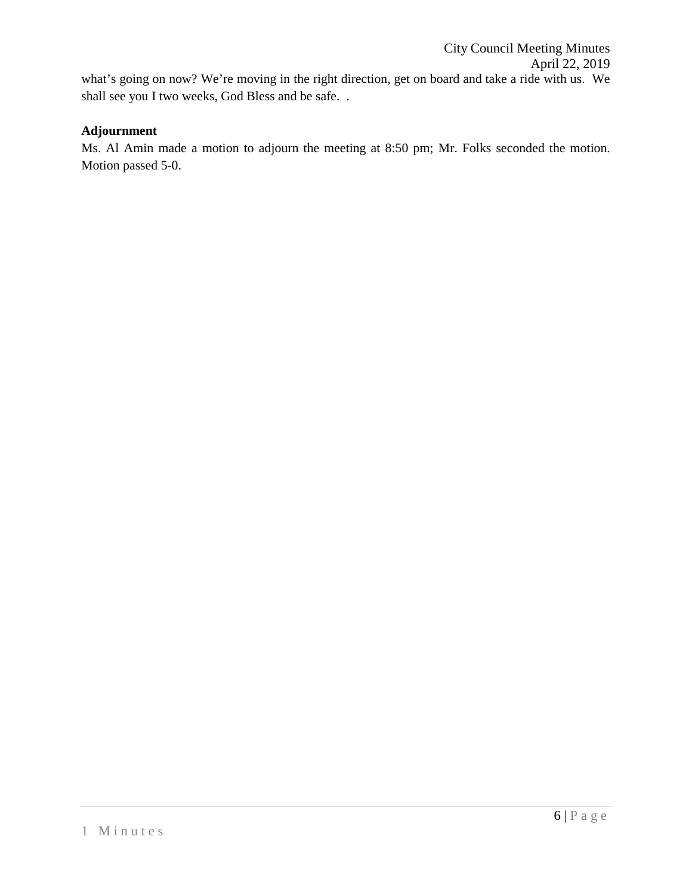what's going on now? We're moving in the right direction, get on board and take a ride with us. We shall see you I two weeks, God Bless and be safe. .

**Adjournment**

Ms. Al Amin made a motion to adjourn the meeting at 8:50 pm; Mr. Folks seconded the motion. Motion passed 5-0.